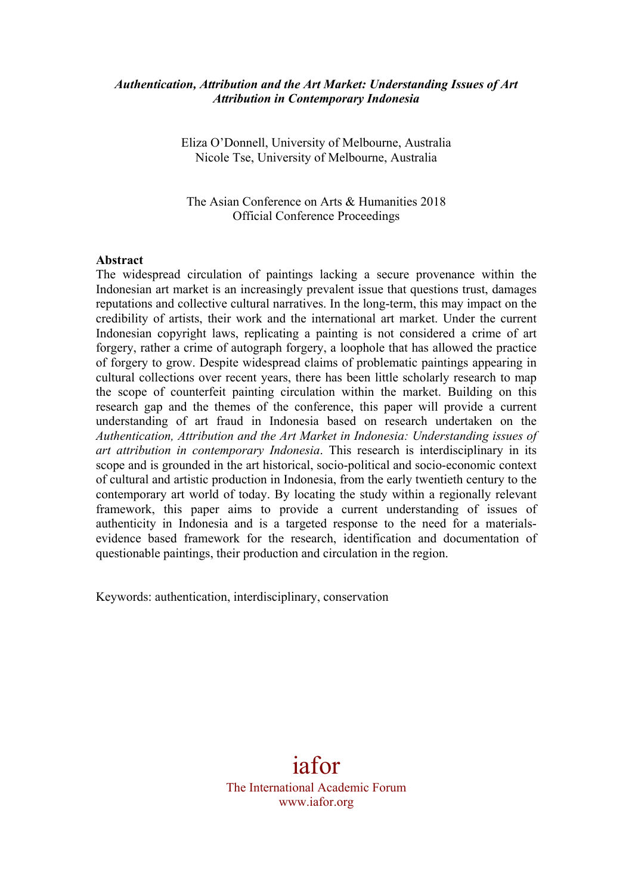# *Authentication, Attribution and the Art Market: Understanding Issues of Art Attribution in Contemporary Indonesia*

Eliza O'Donnell, University of Melbourne, Australia
Nicole Tse, University of Melbourne, Australia

The Asian Conference on Arts & Humanities 2018
Official Conference Proceedings

**Abstract**

The widespread circulation of paintings lacking a secure provenance within the Indonesian art market is an increasingly prevalent issue that questions trust, damages reputations and collective cultural narratives. In the long-term, this may impact on the credibility of artists, their work and the international art market. Under the current Indonesian copyright laws, replicating a painting is not considered a crime of art forgery, rather a crime of autograph forgery, a loophole that has allowed the practice of forgery to grow. Despite widespread claims of problematic paintings appearing in cultural collections over recent years, there has been little scholarly research to map the scope of counterfeit painting circulation within the market. Building on this research gap and the themes of the conference, this paper will provide a current understanding of art fraud in Indonesia based on research undertaken on the *Authentication, Attribution and the Art Market in Indonesia: Understanding issues of art attribution in contemporary Indonesia*. This research is interdisciplinary in its scope and is grounded in the art historical, socio-political and socio-economic context of cultural and artistic production in Indonesia, from the early twentieth century to the contemporary art world of today. By locating the study within a regionally relevant framework, this paper aims to provide a current understanding of issues of authenticity in Indonesia and is a targeted response to the need for a materials-evidence based framework for the research, identification and documentation of questionable paintings, their production and circulation in the region.

Keywords: authentication, interdisciplinary, conservation

iafor
The International Academic Forum
www.iafor.org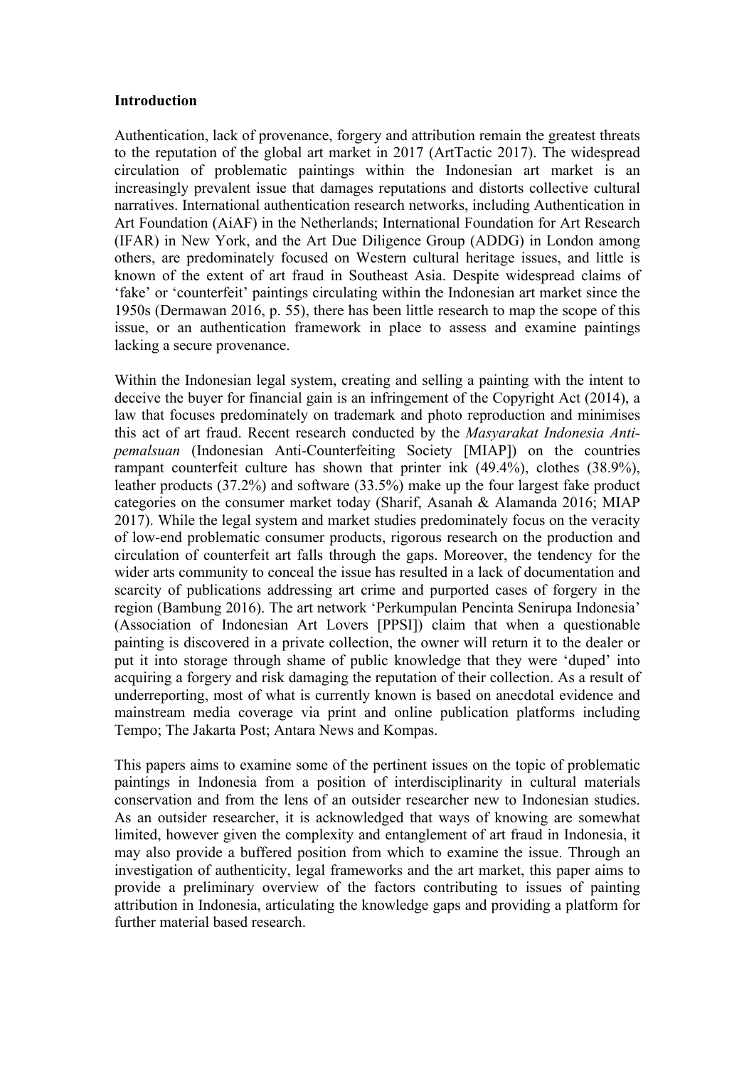**Introduction**

Authentication, lack of provenance, forgery and attribution remain the greatest threats to the reputation of the global art market in 2017 (ArtTactic 2017). The widespread circulation of problematic paintings within the Indonesian art market is an increasingly prevalent issue that damages reputations and distorts collective cultural narratives. International authentication research networks, including Authentication in Art Foundation (AiAF) in the Netherlands; International Foundation for Art Research (IFAR) in New York, and the Art Due Diligence Group (ADDG) in London among others, are predominately focused on Western cultural heritage issues, and little is known of the extent of art fraud in Southeast Asia. Despite widespread claims of 'fake' or 'counterfeit' paintings circulating within the Indonesian art market since the 1950s (Dermawan 2016, p. 55), there has been little research to map the scope of this issue, or an authentication framework in place to assess and examine paintings lacking a secure provenance.

Within the Indonesian legal system, creating and selling a painting with the intent to deceive the buyer for financial gain is an infringement of the Copyright Act (2014), a law that focuses predominately on trademark and photo reproduction and minimises this act of art fraud. Recent research conducted by the *Masyarakat Indonesia Anti-pemalsuan* (Indonesian Anti-Counterfeiting Society [MIAP]) on the countries rampant counterfeit culture has shown that printer ink (49.4%), clothes (38.9%), leather products (37.2%) and software (33.5%) make up the four largest fake product categories on the consumer market today (Sharif, Asanah & Alamanda 2016; MIAP 2017). While the legal system and market studies predominately focus on the veracity of low-end problematic consumer products, rigorous research on the production and circulation of counterfeit art falls through the gaps. Moreover, the tendency for the wider arts community to conceal the issue has resulted in a lack of documentation and scarcity of publications addressing art crime and purported cases of forgery in the region (Bambung 2016). The art network 'Perkumpulan Pencinta Senirupa Indonesia' (Association of Indonesian Art Lovers [PPSI]) claim that when a questionable painting is discovered in a private collection, the owner will return it to the dealer or put it into storage through shame of public knowledge that they were 'duped' into acquiring a forgery and risk damaging the reputation of their collection. As a result of underreporting, most of what is currently known is based on anecdotal evidence and mainstream media coverage via print and online publication platforms including Tempo; The Jakarta Post; Antara News and Kompas.

This papers aims to examine some of the pertinent issues on the topic of problematic paintings in Indonesia from a position of interdisciplinarity in cultural materials conservation and from the lens of an outsider researcher new to Indonesian studies. As an outsider researcher, it is acknowledged that ways of knowing are somewhat limited, however given the complexity and entanglement of art fraud in Indonesia, it may also provide a buffered position from which to examine the issue. Through an investigation of authenticity, legal frameworks and the art market, this paper aims to provide a preliminary overview of the factors contributing to issues of painting attribution in Indonesia, articulating the knowledge gaps and providing a platform for further material based research.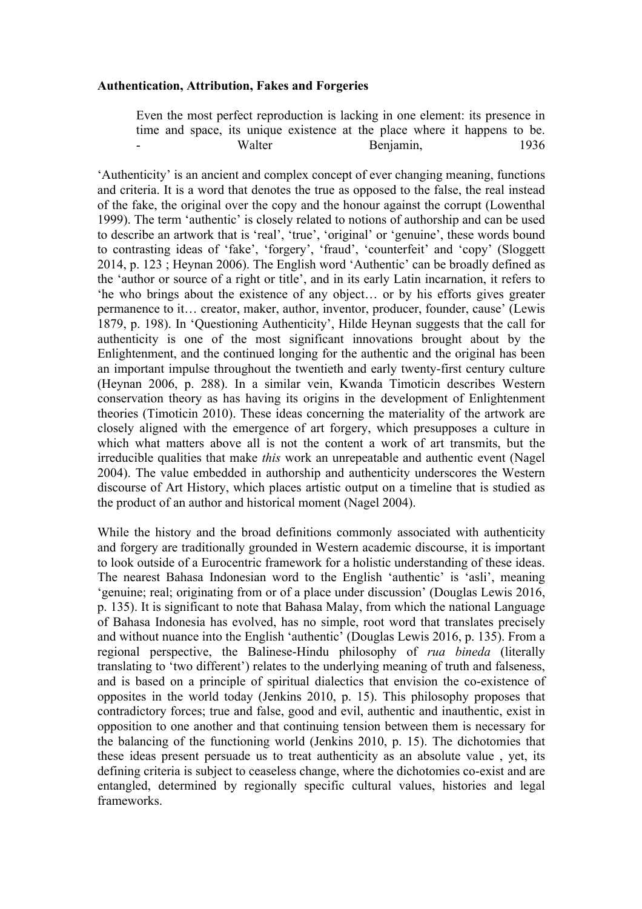**Authentication, Attribution, Fakes and Forgeries**

> Even the most perfect reproduction is lacking in one element: its presence in time and space, its unique existence at the place where it happens to be.
> - Walter Benjamin, 1936

'Authenticity' is an ancient and complex concept of ever changing meaning, functions and criteria. It is a word that denotes the true as opposed to the false, the real instead of the fake, the original over the copy and the honour against the corrupt (Lowenthal 1999). The term 'authentic' is closely related to notions of authorship and can be used to describe an artwork that is 'real', 'true', 'original' or 'genuine', these words bound to contrasting ideas of 'fake', 'forgery', 'fraud', 'counterfeit' and 'copy' (Sloggett 2014, p. 123 ; Heynan 2006). The English word 'Authentic' can be broadly defined as the 'author or source of a right or title', and in its early Latin incarnation, it refers to 'he who brings about the existence of any object… or by his efforts gives greater permanence to it… creator, maker, author, inventor, producer, founder, cause' (Lewis 1879, p. 198). In 'Questioning Authenticity', Hilde Heynan suggests that the call for authenticity is one of the most significant innovations brought about by the Enlightenment, and the continued longing for the authentic and the original has been an important impulse throughout the twentieth and early twenty-first century culture (Heynan 2006, p. 288). In a similar vein, Kwanda Timoticin describes Western conservation theory as has having its origins in the development of Enlightenment theories (Timoticin 2010). These ideas concerning the materiality of the artwork are closely aligned with the emergence of art forgery, which presupposes a culture in which what matters above all is not the content a work of art transmits, but the irreducible qualities that make *this* work an unrepeatable and authentic event (Nagel 2004). The value embedded in authorship and authenticity underscores the Western discourse of Art History, which places artistic output on a timeline that is studied as the product of an author and historical moment (Nagel 2004).

While the history and the broad definitions commonly associated with authenticity and forgery are traditionally grounded in Western academic discourse, it is important to look outside of a Eurocentric framework for a holistic understanding of these ideas. The nearest Bahasa Indonesian word to the English 'authentic' is 'asli', meaning 'genuine; real; originating from or of a place under discussion' (Douglas Lewis 2016, p. 135). It is significant to note that Bahasa Malay, from which the national Language of Bahasa Indonesia has evolved, has no simple, root word that translates precisely and without nuance into the English 'authentic' (Douglas Lewis 2016, p. 135). From a regional perspective, the Balinese-Hindu philosophy of *rua bineda* (literally translating to 'two different') relates to the underlying meaning of truth and falseness, and is based on a principle of spiritual dialectics that envision the co-existence of opposites in the world today (Jenkins 2010, p. 15). This philosophy proposes that contradictory forces; true and false, good and evil, authentic and inauthentic, exist in opposition to one another and that continuing tension between them is necessary for the balancing of the functioning world (Jenkins 2010, p. 15). The dichotomies that these ideas present persuade us to treat authenticity as an absolute value , yet, its defining criteria is subject to ceaseless change, where the dichotomies co-exist and are entangled, determined by regionally specific cultural values, histories and legal frameworks.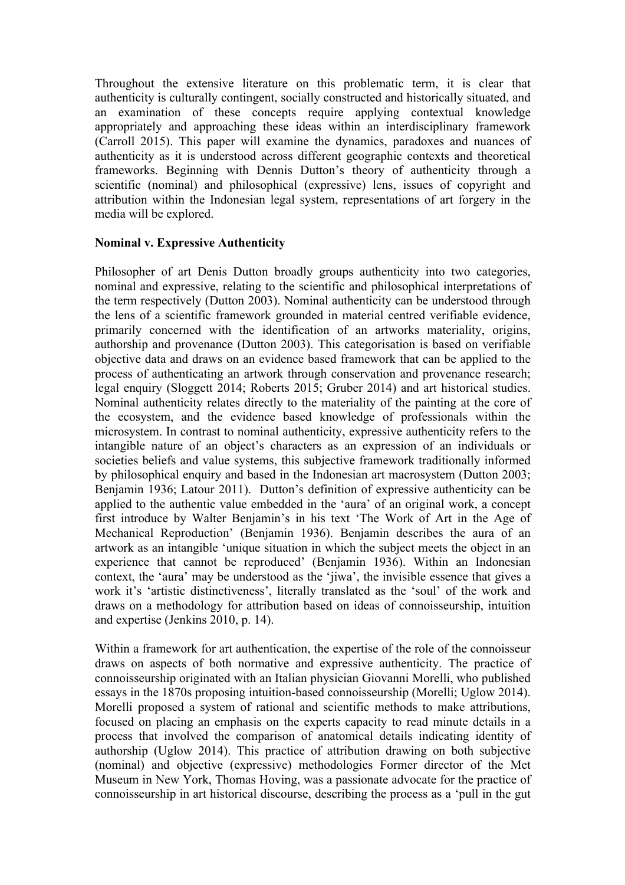Throughout the extensive literature on this problematic term, it is clear that authenticity is culturally contingent, socially constructed and historically situated, and an examination of these concepts require applying contextual knowledge appropriately and approaching these ideas within an interdisciplinary framework (Carroll 2015). This paper will examine the dynamics, paradoxes and nuances of authenticity as it is understood across different geographic contexts and theoretical frameworks. Beginning with Dennis Dutton's theory of authenticity through a scientific (nominal) and philosophical (expressive) lens, issues of copyright and attribution within the Indonesian legal system, representations of art forgery in the media will be explored.

**Nominal v. Expressive Authenticity**

Philosopher of art Denis Dutton broadly groups authenticity into two categories, nominal and expressive, relating to the scientific and philosophical interpretations of the term respectively (Dutton 2003). Nominal authenticity can be understood through the lens of a scientific framework grounded in material centred verifiable evidence, primarily concerned with the identification of an artworks materiality, origins, authorship and provenance (Dutton 2003). This categorisation is based on verifiable objective data and draws on an evidence based framework that can be applied to the process of authenticating an artwork through conservation and provenance research; legal enquiry (Sloggett 2014; Roberts 2015; Gruber 2014) and art historical studies. Nominal authenticity relates directly to the materiality of the painting at the core of the ecosystem, and the evidence based knowledge of professionals within the microsystem. In contrast to nominal authenticity, expressive authenticity refers to the intangible nature of an object's characters as an expression of an individuals or societies beliefs and value systems, this subjective framework traditionally informed by philosophical enquiry and based in the Indonesian art macrosystem (Dutton 2003; Benjamin 1936; Latour 2011). Dutton's definition of expressive authenticity can be applied to the authentic value embedded in the 'aura' of an original work, a concept first introduce by Walter Benjamin's in his text 'The Work of Art in the Age of Mechanical Reproduction' (Benjamin 1936). Benjamin describes the aura of an artwork as an intangible 'unique situation in which the subject meets the object in an experience that cannot be reproduced' (Benjamin 1936). Within an Indonesian context, the 'aura' may be understood as the 'jiwa', the invisible essence that gives a work it's 'artistic distinctiveness', literally translated as the 'soul' of the work and draws on a methodology for attribution based on ideas of connoisseurship, intuition and expertise (Jenkins 2010, p. 14).

Within a framework for art authentication, the expertise of the role of the connoisseur draws on aspects of both normative and expressive authenticity. The practice of connoisseurship originated with an Italian physician Giovanni Morelli, who published essays in the 1870s proposing intuition-based connoisseurship (Morelli; Uglow 2014). Morelli proposed a system of rational and scientific methods to make attributions, focused on placing an emphasis on the experts capacity to read minute details in a process that involved the comparison of anatomical details indicating identity of authorship (Uglow 2014). This practice of attribution drawing on both subjective (nominal) and objective (expressive) methodologies Former director of the Met Museum in New York, Thomas Hoving, was a passionate advocate for the practice of connoisseurship in art historical discourse, describing the process as a 'pull in the gut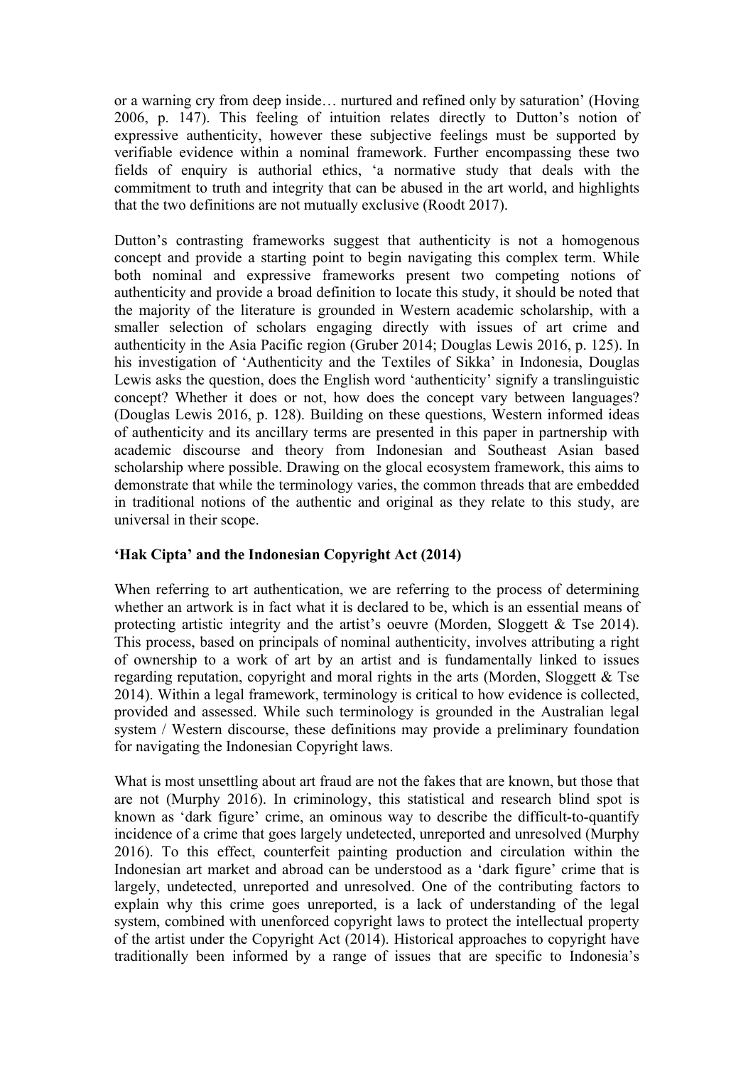or a warning cry from deep inside… nurtured and refined only by saturation' (Hoving 2006, p. 147). This feeling of intuition relates directly to Dutton's notion of expressive authenticity, however these subjective feelings must be supported by verifiable evidence within a nominal framework. Further encompassing these two fields of enquiry is authorial ethics, 'a normative study that deals with the commitment to truth and integrity that can be abused in the art world, and highlights that the two definitions are not mutually exclusive (Roodt 2017).

Dutton's contrasting frameworks suggest that authenticity is not a homogenous concept and provide a starting point to begin navigating this complex term. While both nominal and expressive frameworks present two competing notions of authenticity and provide a broad definition to locate this study, it should be noted that the majority of the literature is grounded in Western academic scholarship, with a smaller selection of scholars engaging directly with issues of art crime and authenticity in the Asia Pacific region (Gruber 2014; Douglas Lewis 2016, p. 125). In his investigation of 'Authenticity and the Textiles of Sikka' in Indonesia, Douglas Lewis asks the question, does the English word 'authenticity' signify a translinguistic concept? Whether it does or not, how does the concept vary between languages? (Douglas Lewis 2016, p. 128). Building on these questions, Western informed ideas of authenticity and its ancillary terms are presented in this paper in partnership with academic discourse and theory from Indonesian and Southeast Asian based scholarship where possible. Drawing on the glocal ecosystem framework, this aims to demonstrate that while the terminology varies, the common threads that are embedded in traditional notions of the authentic and original as they relate to this study, are universal in their scope.

**'Hak Cipta' and the Indonesian Copyright Act (2014)**

When referring to art authentication, we are referring to the process of determining whether an artwork is in fact what it is declared to be, which is an essential means of protecting artistic integrity and the artist's oeuvre (Morden, Sloggett & Tse 2014). This process, based on principals of nominal authenticity, involves attributing a right of ownership to a work of art by an artist and is fundamentally linked to issues regarding reputation, copyright and moral rights in the arts (Morden, Sloggett & Tse 2014). Within a legal framework, terminology is critical to how evidence is collected, provided and assessed. While such terminology is grounded in the Australian legal system / Western discourse, these definitions may provide a preliminary foundation for navigating the Indonesian Copyright laws.

What is most unsettling about art fraud are not the fakes that are known, but those that are not (Murphy 2016). In criminology, this statistical and research blind spot is known as 'dark figure' crime, an ominous way to describe the difficult-to-quantify incidence of a crime that goes largely undetected, unreported and unresolved (Murphy 2016). To this effect, counterfeit painting production and circulation within the Indonesian art market and abroad can be understood as a 'dark figure' crime that is largely, undetected, unreported and unresolved. One of the contributing factors to explain why this crime goes unreported, is a lack of understanding of the legal system, combined with unenforced copyright laws to protect the intellectual property of the artist under the Copyright Act (2014). Historical approaches to copyright have traditionally been informed by a range of issues that are specific to Indonesia's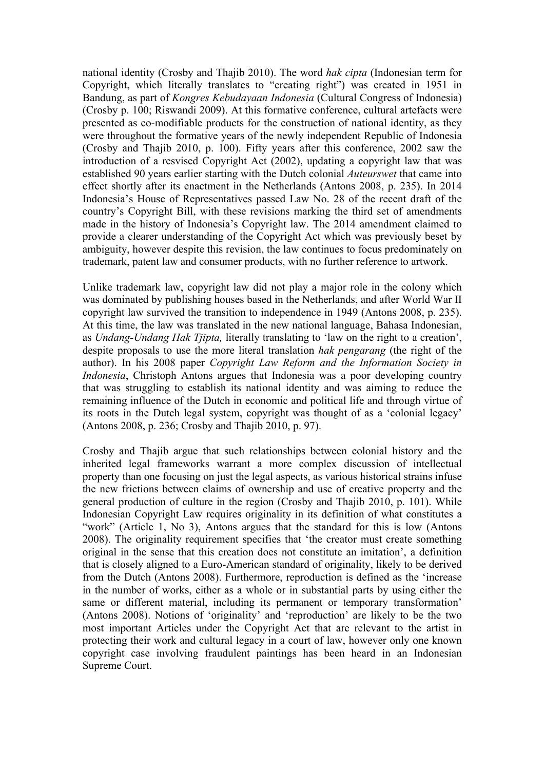national identity (Crosby and Thajib 2010). The word *hak cipta* (Indonesian term for Copyright, which literally translates to "creating right") was created in 1951 in Bandung, as part of *Kongres Kebudayaan Indonesia* (Cultural Congress of Indonesia) (Crosby p. 100; Riswandi 2009). At this formative conference, cultural artefacts were presented as co-modifiable products for the construction of national identity, as they were throughout the formative years of the newly independent Republic of Indonesia (Crosby and Thajib 2010, p. 100). Fifty years after this conference, 2002 saw the introduction of a resvised Copyright Act (2002), updating a copyright law that was established 90 years earlier starting with the Dutch colonial *Auteurswet* that came into effect shortly after its enactment in the Netherlands (Antons 2008, p. 235). In 2014 Indonesia's House of Representatives passed Law No. 28 of the recent draft of the country's Copyright Bill, with these revisions marking the third set of amendments made in the history of Indonesia's Copyright law. The 2014 amendment claimed to provide a clearer understanding of the Copyright Act which was previously beset by ambiguity, however despite this revision, the law continues to focus predominately on trademark, patent law and consumer products, with no further reference to artwork.

Unlike trademark law, copyright law did not play a major role in the colony which was dominated by publishing houses based in the Netherlands, and after World War II copyright law survived the transition to independence in 1949 (Antons 2008, p. 235). At this time, the law was translated in the new national language, Bahasa Indonesian, as *Undang-Undang Hak Tjipta,* literally translating to 'law on the right to a creation', despite proposals to use the more literal translation *hak pengarang* (the right of the author). In his 2008 paper *Copyright Law Reform and the Information Society in Indonesia*, Christoph Antons argues that Indonesia was a poor developing country that was struggling to establish its national identity and was aiming to reduce the remaining influence of the Dutch in economic and political life and through virtue of its roots in the Dutch legal system, copyright was thought of as a 'colonial legacy' (Antons 2008, p. 236; Crosby and Thajib 2010, p. 97).

Crosby and Thajib argue that such relationships between colonial history and the inherited legal frameworks warrant a more complex discussion of intellectual property than one focusing on just the legal aspects, as various historical strains infuse the new frictions between claims of ownership and use of creative property and the general production of culture in the region (Crosby and Thajib 2010, p. 101). While Indonesian Copyright Law requires originality in its definition of what constitutes a "work" (Article 1, No 3), Antons argues that the standard for this is low (Antons 2008). The originality requirement specifies that 'the creator must create something original in the sense that this creation does not constitute an imitation', a definition that is closely aligned to a Euro-American standard of originality, likely to be derived from the Dutch (Antons 2008). Furthermore, reproduction is defined as the 'increase in the number of works, either as a whole or in substantial parts by using either the same or different material, including its permanent or temporary transformation' (Antons 2008). Notions of 'originality' and 'reproduction' are likely to be the two most important Articles under the Copyright Act that are relevant to the artist in protecting their work and cultural legacy in a court of law, however only one known copyright case involving fraudulent paintings has been heard in an Indonesian Supreme Court.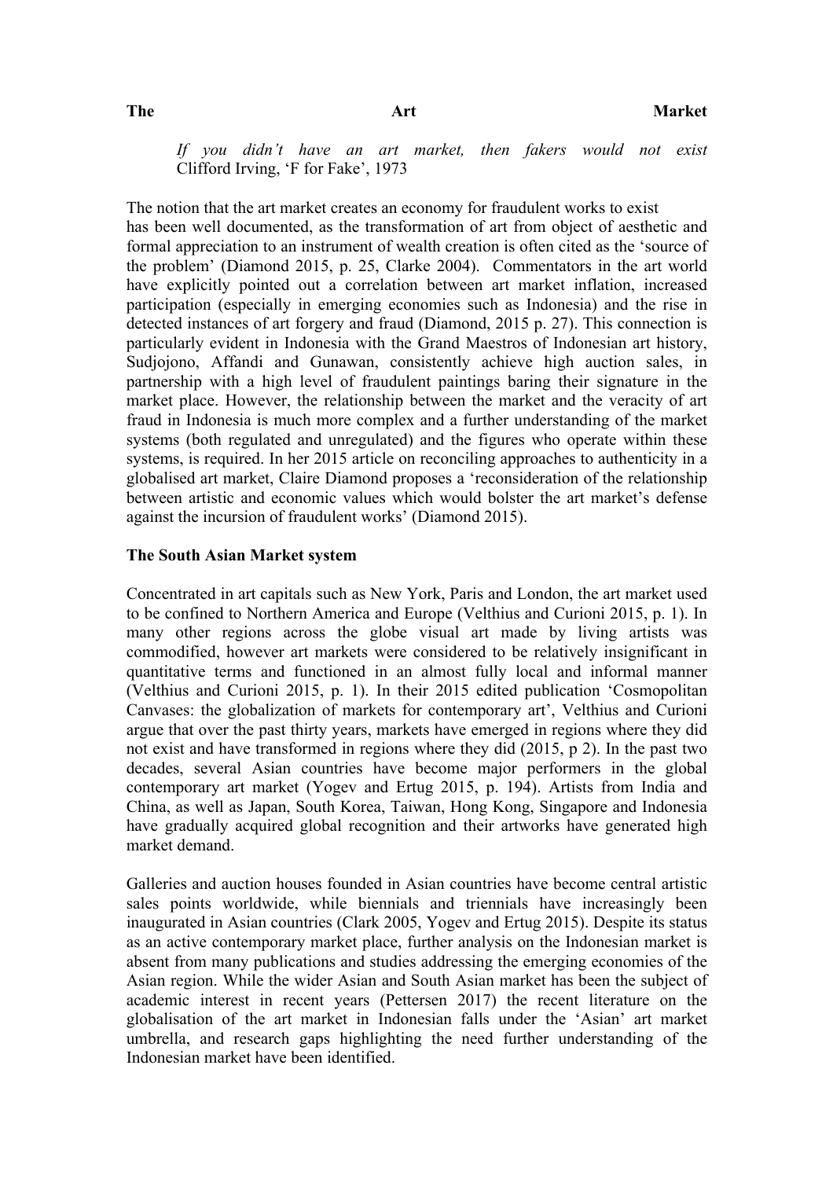**The Art Market**

> *If you didn't have an art market, then fakers would not exist*
> Clifford Irving, 'F for Fake', 1973

The notion that the art market creates an economy for fraudulent works to exist has been well documented, as the transformation of art from object of aesthetic and formal appreciation to an instrument of wealth creation is often cited as the 'source of the problem' (Diamond 2015, p. 25, Clarke 2004). Commentators in the art world have explicitly pointed out a correlation between art market inflation, increased participation (especially in emerging economies such as Indonesia) and the rise in detected instances of art forgery and fraud (Diamond, 2015 p. 27). This connection is particularly evident in Indonesia with the Grand Maestros of Indonesian art history, Sudjojono, Affandi and Gunawan, consistently achieve high auction sales, in partnership with a high level of fraudulent paintings baring their signature in the market place. However, the relationship between the market and the veracity of art fraud in Indonesia is much more complex and a further understanding of the market systems (both regulated and unregulated) and the figures who operate within these systems, is required. In her 2015 article on reconciling approaches to authenticity in a globalised art market, Claire Diamond proposes a 'reconsideration of the relationship between artistic and economic values which would bolster the art market's defense against the incursion of fraudulent works' (Diamond 2015).

**The South Asian Market system**

Concentrated in art capitals such as New York, Paris and London, the art market used to be confined to Northern America and Europe (Velthius and Curioni 2015, p. 1). In many other regions across the globe visual art made by living artists was commodified, however art markets were considered to be relatively insignificant in quantitative terms and functioned in an almost fully local and informal manner (Velthius and Curioni 2015, p. 1). In their 2015 edited publication 'Cosmopolitan Canvases: the globalization of markets for contemporary art', Velthius and Curioni argue that over the past thirty years, markets have emerged in regions where they did not exist and have transformed in regions where they did (2015, p 2). In the past two decades, several Asian countries have become major performers in the global contemporary art market (Yogev and Ertug 2015, p. 194). Artists from India and China, as well as Japan, South Korea, Taiwan, Hong Kong, Singapore and Indonesia have gradually acquired global recognition and their artworks have generated high market demand.

Galleries and auction houses founded in Asian countries have become central artistic sales points worldwide, while biennials and triennials have increasingly been inaugurated in Asian countries (Clark 2005, Yogev and Ertug 2015). Despite its status as an active contemporary market place, further analysis on the Indonesian market is absent from many publications and studies addressing the emerging economies of the Asian region. While the wider Asian and South Asian market has been the subject of academic interest in recent years (Pettersen 2017) the recent literature on the globalisation of the art market in Indonesian falls under the 'Asian' art market umbrella, and research gaps highlighting the need further understanding of the Indonesian market have been identified.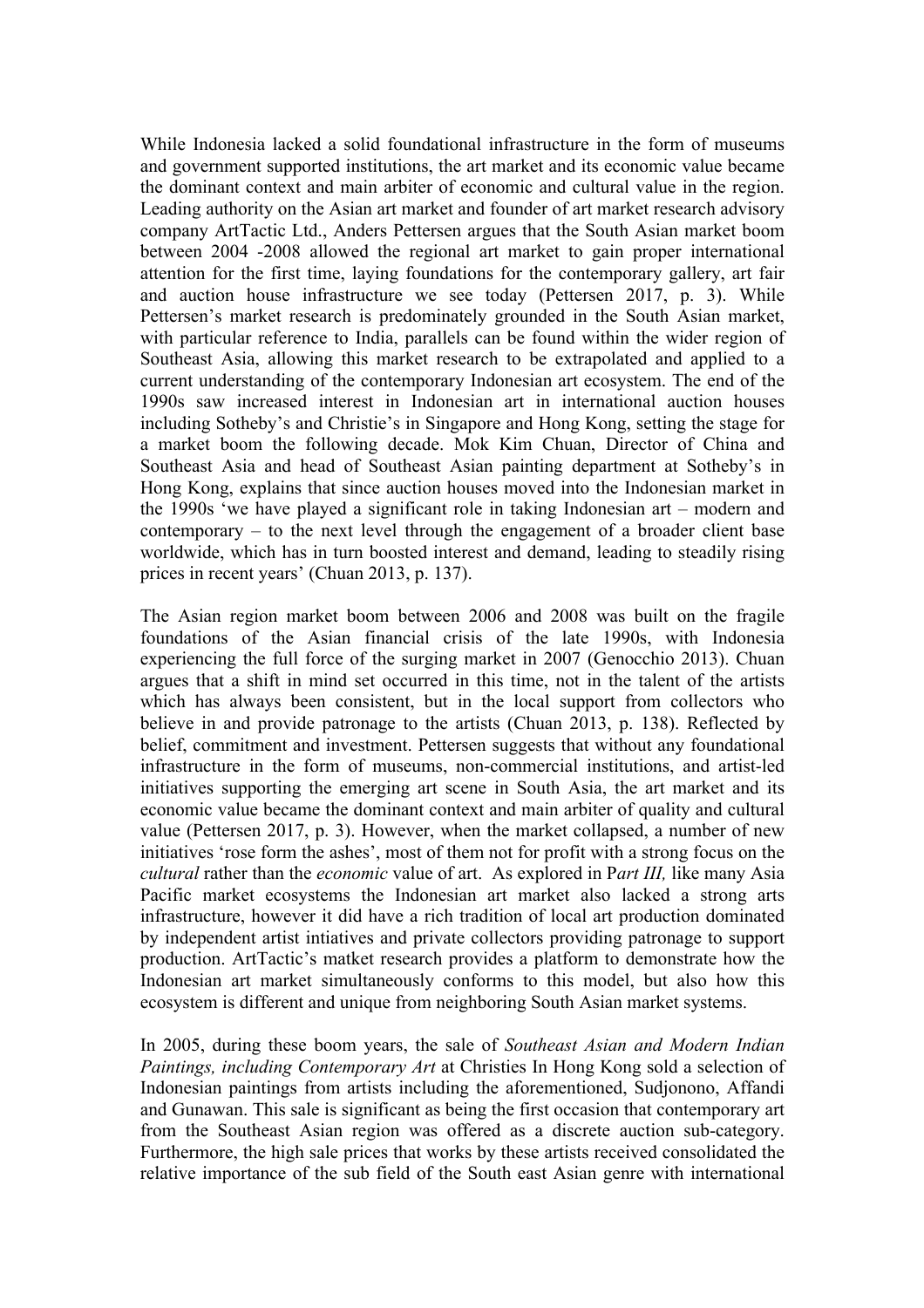While Indonesia lacked a solid foundational infrastructure in the form of museums and government supported institutions, the art market and its economic value became the dominant context and main arbiter of economic and cultural value in the region. Leading authority on the Asian art market and founder of art market research advisory company ArtTactic Ltd., Anders Pettersen argues that the South Asian market boom between 2004 -2008 allowed the regional art market to gain proper international attention for the first time, laying foundations for the contemporary gallery, art fair and auction house infrastructure we see today (Pettersen 2017, p. 3). While Pettersen's market research is predominately grounded in the South Asian market, with particular reference to India, parallels can be found within the wider region of Southeast Asia, allowing this market research to be extrapolated and applied to a current understanding of the contemporary Indonesian art ecosystem. The end of the 1990s saw increased interest in Indonesian art in international auction houses including Sotheby's and Christie's in Singapore and Hong Kong, setting the stage for a market boom the following decade. Mok Kim Chuan, Director of China and Southeast Asia and head of Southeast Asian painting department at Sotheby's in Hong Kong, explains that since auction houses moved into the Indonesian market in the 1990s 'we have played a significant role in taking Indonesian art – modern and contemporary – to the next level through the engagement of a broader client base worldwide, which has in turn boosted interest and demand, leading to steadily rising prices in recent years' (Chuan 2013, p. 137).

The Asian region market boom between 2006 and 2008 was built on the fragile foundations of the Asian financial crisis of the late 1990s, with Indonesia experiencing the full force of the surging market in 2007 (Genocchio 2013). Chuan argues that a shift in mind set occurred in this time, not in the talent of the artists which has always been consistent, but in the local support from collectors who believe in and provide patronage to the artists (Chuan 2013, p. 138). Reflected by belief, commitment and investment. Pettersen suggests that without any foundational infrastructure in the form of museums, non-commercial institutions, and artist-led initiatives supporting the emerging art scene in South Asia, the art market and its economic value became the dominant context and main arbiter of quality and cultural value (Pettersen 2017, p. 3). However, when the market collapsed, a number of new initiatives 'rose form the ashes', most of them not for profit with a strong focus on the *cultural* rather than the *economic* value of art. As explored in P*art III,* like many Asia Pacific market ecosystems the Indonesian art market also lacked a strong arts infrastructure, however it did have a rich tradition of local art production dominated by independent artist intiatives and private collectors providing patronage to support production. ArtTactic's matket research provides a platform to demonstrate how the Indonesian art market simultaneously conforms to this model, but also how this ecosystem is different and unique from neighboring South Asian market systems.

In 2005, during these boom years, the sale of *Southeast Asian and Modern Indian Paintings, including Contemporary Art* at Christies In Hong Kong sold a selection of Indonesian paintings from artists including the aforementioned, Sudjonono, Affandi and Gunawan. This sale is significant as being the first occasion that contemporary art from the Southeast Asian region was offered as a discrete auction sub-category. Furthermore, the high sale prices that works by these artists received consolidated the relative importance of the sub field of the South east Asian genre with international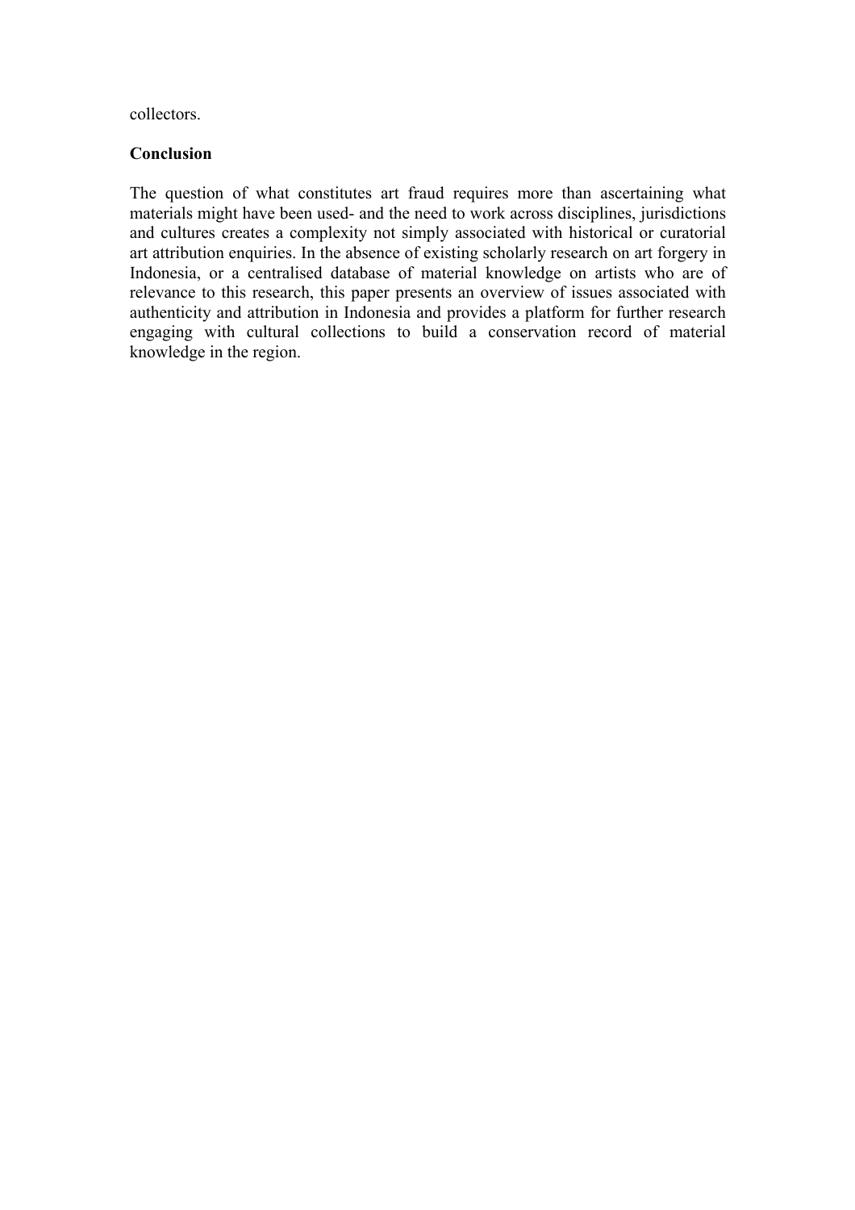collectors.

**Conclusion**

The question of what constitutes art fraud requires more than ascertaining what materials might have been used- and the need to work across disciplines, jurisdictions and cultures creates a complexity not simply associated with historical or curatorial art attribution enquiries. In the absence of existing scholarly research on art forgery in Indonesia, or a centralised database of material knowledge on artists who are of relevance to this research, this paper presents an overview of issues associated with authenticity and attribution in Indonesia and provides a platform for further research engaging with cultural collections to build a conservation record of material knowledge in the region.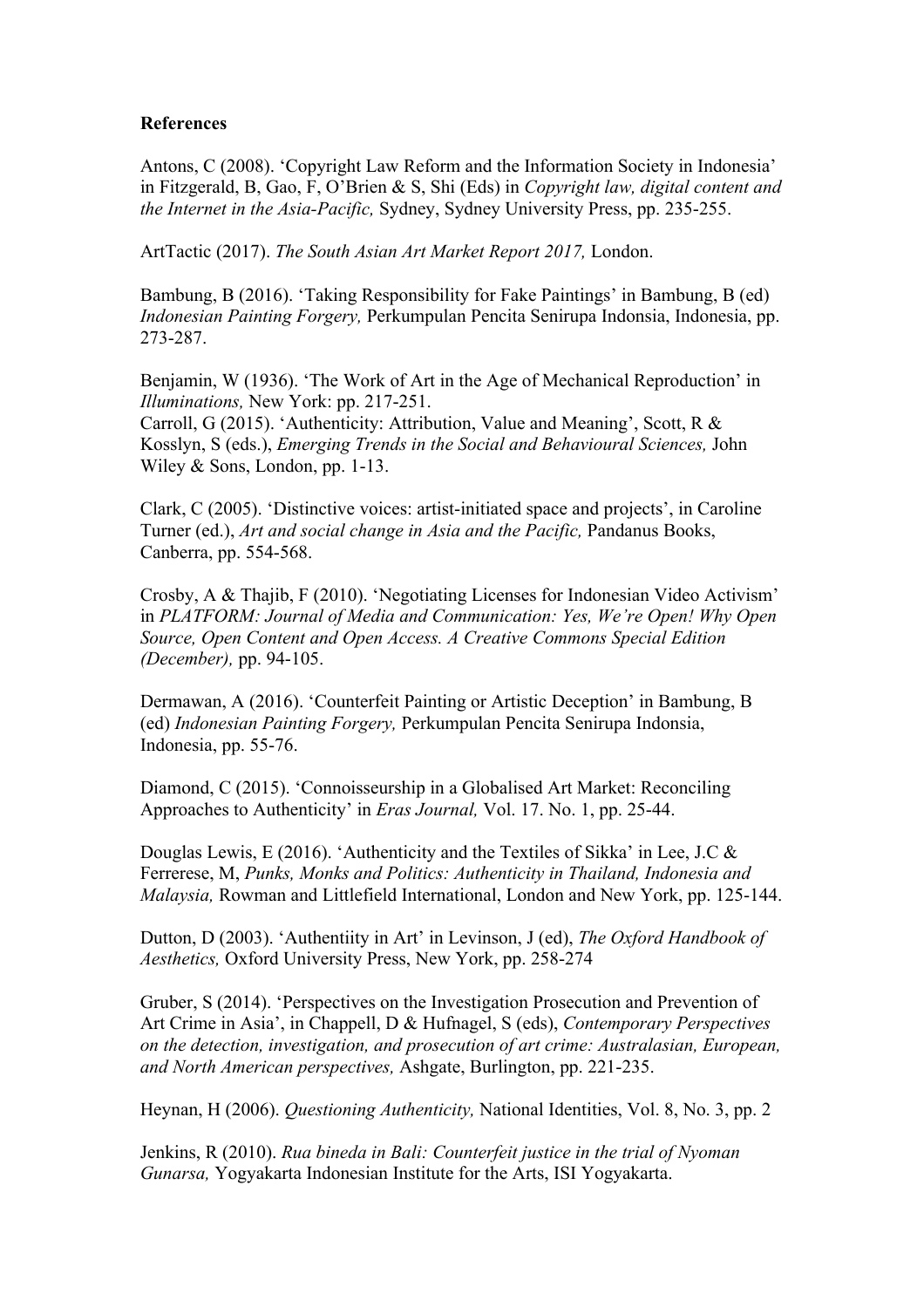**References**

Antons, C (2008). 'Copyright Law Reform and the Information Society in Indonesia' in Fitzgerald, B, Gao, F, O'Brien & S, Shi (Eds) in *Copyright law, digital content and the Internet in the Asia-Pacific,* Sydney, Sydney University Press, pp. 235-255.

ArtTactic (2017). *The South Asian Art Market Report 2017,* London.

Bambung, B (2016). 'Taking Responsibility for Fake Paintings' in Bambung, B (ed) *Indonesian Painting Forgery,* Perkumpulan Pencita Senirupa Indonsia, Indonesia, pp. 273-287.

Benjamin, W (1936). 'The Work of Art in the Age of Mechanical Reproduction' in *Illuminations,* New York: pp. 217-251.
Carroll, G (2015). 'Authenticity: Attribution, Value and Meaning', Scott, R & Kosslyn, S (eds.), *Emerging Trends in the Social and Behavioural Sciences,* John Wiley & Sons, London, pp. 1-13.

Clark, C (2005). 'Distinctive voices: artist-initiated space and projects', in Caroline Turner (ed.), *Art and social change in Asia and the Pacific,* Pandanus Books, Canberra, pp. 554-568.

Crosby, A & Thajib, F (2010). 'Negotiating Licenses for Indonesian Video Activism' in *PLATFORM: Journal of Media and Communication: Yes, We're Open! Why Open Source, Open Content and Open Access. A Creative Commons Special Edition (December),* pp. 94-105.

Dermawan, A (2016). 'Counterfeit Painting or Artistic Deception' in Bambung, B (ed) *Indonesian Painting Forgery,* Perkumpulan Pencita Senirupa Indonsia, Indonesia, pp. 55-76.

Diamond, C (2015). 'Connoisseurship in a Globalised Art Market: Reconciling Approaches to Authenticity' in *Eras Journal,* Vol. 17. No. 1, pp. 25-44.

Douglas Lewis, E (2016). 'Authenticity and the Textiles of Sikka' in Lee, J.C & Ferrerese, M, *Punks, Monks and Politics: Authenticity in Thailand, Indonesia and Malaysia,* Rowman and Littlefield International, London and New York, pp. 125-144.

Dutton, D (2003). 'Authentiity in Art' in Levinson, J (ed), *The Oxford Handbook of Aesthetics,* Oxford University Press, New York, pp. 258-274

Gruber, S (2014). 'Perspectives on the Investigation Prosecution and Prevention of Art Crime in Asia', in Chappell, D & Hufnagel, S (eds), *Contemporary Perspectives on the detection, investigation, and prosecution of art crime: Australasian, European, and North American perspectives,* Ashgate, Burlington, pp. 221-235.

Heynan, H (2006). *Questioning Authenticity,* National Identities, Vol. 8, No. 3, pp. 2

Jenkins, R (2010). *Rua bineda in Bali: Counterfeit justice in the trial of Nyoman Gunarsa,* Yogyakarta Indonesian Institute for the Arts, ISI Yogyakarta.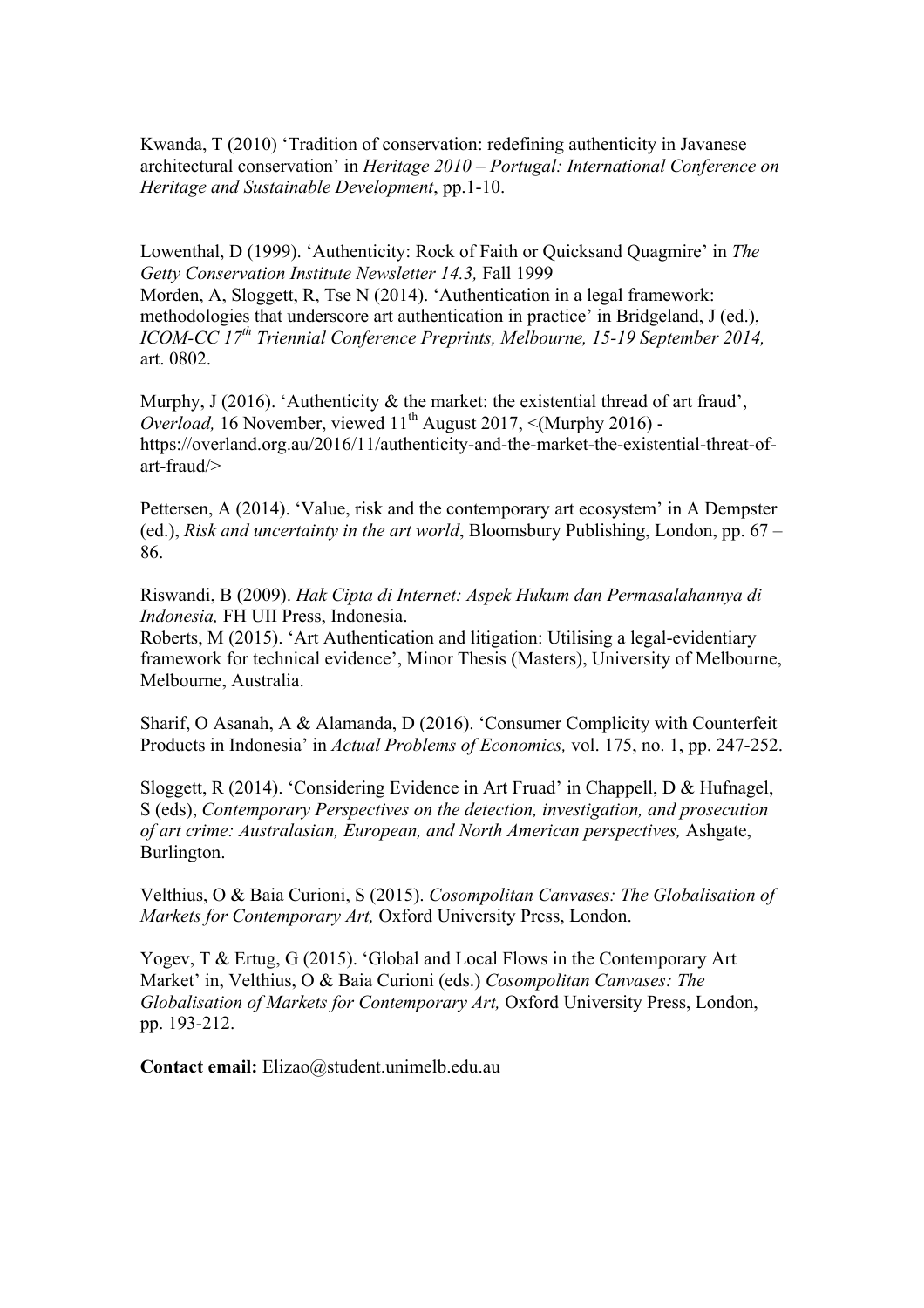Kwanda, T (2010) 'Tradition of conservation: redefining authenticity in Javanese architectural conservation' in *Heritage 2010 – Portugal: International Conference on Heritage and Sustainable Development*, pp.1-10.

Lowenthal, D (1999). 'Authenticity: Rock of Faith or Quicksand Quagmire' in *The Getty Conservation Institute Newsletter 14.3,* Fall 1999

Morden, A, Sloggett, R, Tse N (2014). 'Authentication in a legal framework: methodologies that underscore art authentication in practice' in Bridgeland, J (ed.), *ICOM-CC 17th Triennial Conference Preprints, Melbourne, 15-19 September 2014,* art. 0802.

Murphy, J (2016). 'Authenticity & the market: the existential thread of art fraud', *Overload,* 16 November, viewed 11th August 2017, <(Murphy 2016) - https://overland.org.au/2016/11/authenticity-and-the-market-the-existential-threat-of-art-fraud/>

Pettersen, A (2014). 'Value, risk and the contemporary art ecosystem' in A Dempster (ed.), *Risk and uncertainty in the art world*, Bloomsbury Publishing, London, pp. 67 – 86.

Riswandi, B (2009). *Hak Cipta di Internet: Aspek Hukum dan Permasalahannya di Indonesia,* FH UII Press, Indonesia.

Roberts, M (2015). 'Art Authentication and litigation: Utilising a legal-evidentiary framework for technical evidence', Minor Thesis (Masters), University of Melbourne, Melbourne, Australia.

Sharif, O Asanah, A & Alamanda, D (2016). 'Consumer Complicity with Counterfeit Products in Indonesia' in *Actual Problems of Economics,* vol. 175, no. 1, pp. 247-252.

Sloggett, R (2014). 'Considering Evidence in Art Fruad' in Chappell, D & Hufnagel, S (eds), *Contemporary Perspectives on the detection, investigation, and prosecution of art crime: Australasian, European, and North American perspectives,* Ashgate, Burlington.

Velthius, O & Baia Curioni, S (2015). *Cosompolitan Canvases: The Globalisation of Markets for Contemporary Art,* Oxford University Press, London.

Yogev, T & Ertug, G (2015). 'Global and Local Flows in the Contemporary Art Market' in, Velthius, O & Baia Curioni (eds.) *Cosompolitan Canvases: The Globalisation of Markets for Contemporary Art,* Oxford University Press, London, pp. 193-212.

**Contact email:** Elizao@student.unimelb.edu.au